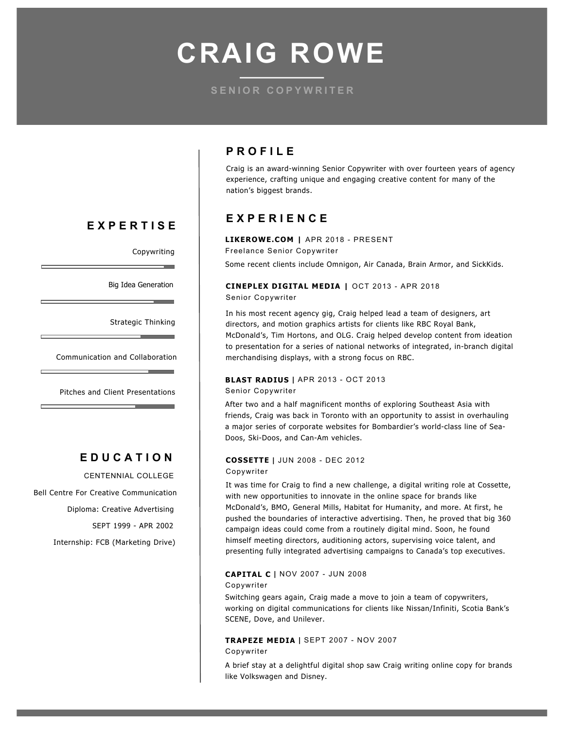# CRAIG ROWE

SENIOR COPYWRITER

## PROFILE

Craig is an award-winning Senior Copywriter with over fourteen years of agency experience, crafting unique and engaging creative content for many of the nation's biggest brands.

## EXPERIENCE

**LIKEROWE.COM |** APR 2018 - PRESENT
Freelance Senior Copywriter

Some recent clients include Omnigon, Air Canada, Brain Armor, and SickKids.

**CINEPLEX DIGITAL MEDIA |** OCT 2013 - APR 2018
Senior Copywriter

In his most recent agency gig, Craig helped lead a team of designers, art directors, and motion graphics artists for clients like RBC Royal Bank, McDonald's, Tim Hortons, and OLG. Craig helped develop content from ideation to presentation for a series of national networks of integrated, in-branch digital merchandising displays, with a strong focus on RBC.

**BLAST RADIUS |** APR 2013 - OCT 2013
Senior Copywriter

After two and a half magnificent months of exploring Southeast Asia with friends, Craig was back in Toronto with an opportunity to assist in overhauling a major series of corporate websites for Bombardier's world-class line of Sea-Doos, Ski-Doos, and Can-Am vehicles.

**COSSETTE |** JUN 2008 - DEC 2012
Copywriter

It was time for Craig to find a new challenge, a digital writing role at Cossette, with new opportunities to innovate in the online space for brands like McDonald's, BMO, General Mills, Habitat for Humanity, and more. At first, he pushed the boundaries of interactive advertising. Then, he proved that big 360 campaign ideas could come from a routinely digital mind. Soon, he found himself meeting directors, auditioning actors, supervising voice talent, and presenting fully integrated advertising campaigns to Canada's top executives.

**CAPITAL C |** NOV 2007 - JUN 2008
Copywriter

Switching gears again, Craig made a move to join a team of copywriters, working on digital communications for clients like Nissan/Infiniti, Scotia Bank's SCENE, Dove, and Unilever.

**TRAPEZE MEDIA |** SEPT 2007 - NOV 2007
Copywriter

A brief stay at a delightful digital shop saw Craig writing online copy for brands like Volkswagen and Disney.

## EXPERTISE

- Copywriting
- Big Idea Generation
- Strategic Thinking
- Communication and Collaboration
- Pitches and Client Presentations

## EDUCATION

CENTENNIAL COLLEGE

Bell Centre For Creative Communication

Diploma: Creative Advertising

SEPT 1999 - APR 2002

Internship: FCB (Marketing Drive)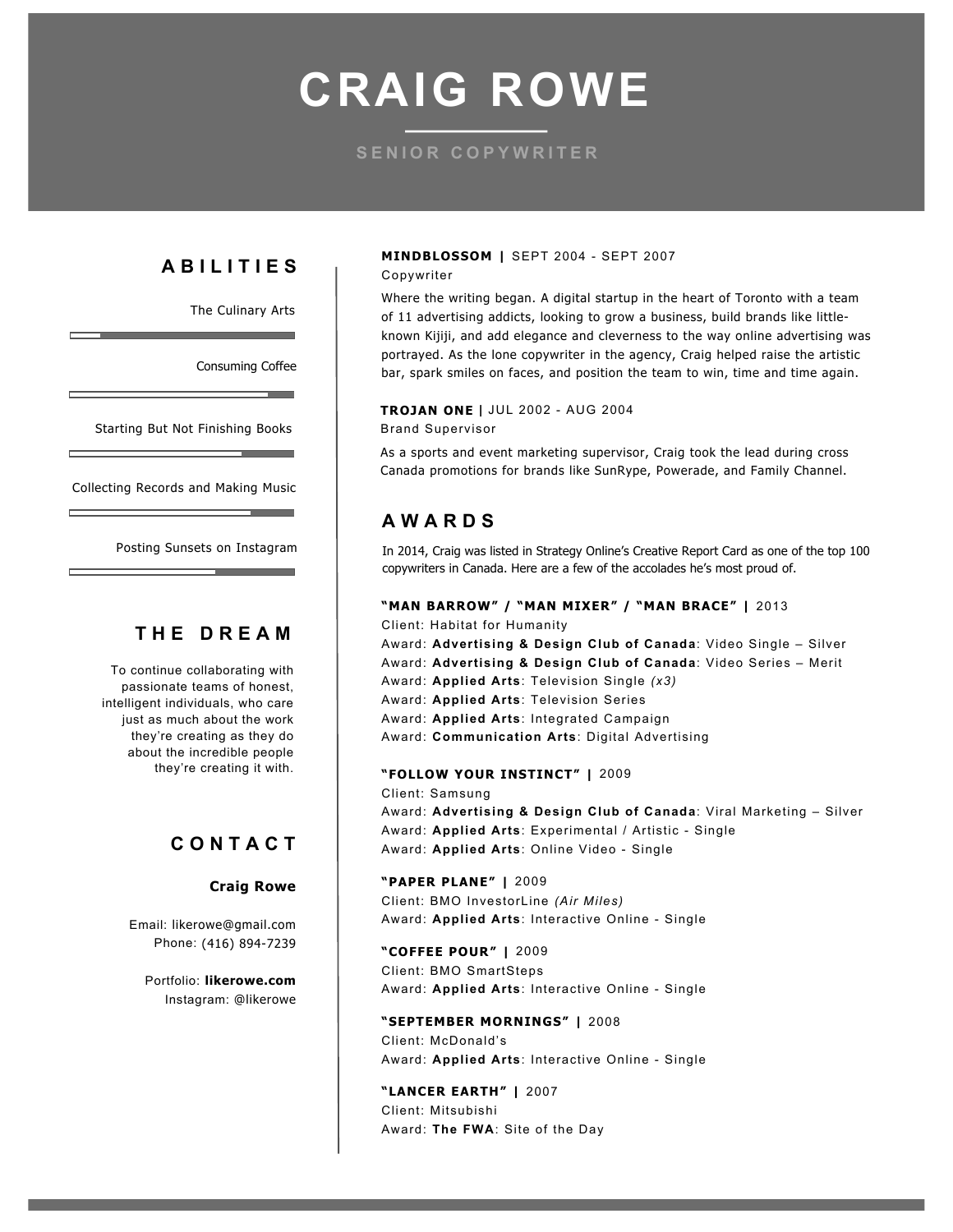# CRAIG ROWE

SENIOR COPYWRITER

## ABILITIES

The Culinary Arts

Consuming Coffee

Starting But Not Finishing Books

Collecting Records and Making Music

Posting Sunsets on Instagram

## THE DREAM

To continue collaborating with passionate teams of honest, intelligent individuals, who care just as much about the work they're creating as they do about the incredible people they're creating it with.

## CONTACT

**Craig Rowe**

Email: likerowe@gmail.com
Phone: (416) 894-7239

Portfolio: **likerowe.com**
Instagram: @likerowe

**MINDBLOSSOM |** SEPT 2004 - SEPT 2007
Copywriter

Where the writing began. A digital startup in the heart of Toronto with a team of 11 advertising addicts, looking to grow a business, build brands like little-known Kijiji, and add elegance and cleverness to the way online advertising was portrayed. As the lone copywriter in the agency, Craig helped raise the artistic bar, spark smiles on faces, and position the team to win, time and time again.

**TROJAN ONE |** JUL 2002 - AUG 2004
Brand Supervisor

As a sports and event marketing supervisor, Craig took the lead during cross Canada promotions for brands like SunRype, Powerade, and Family Channel.

## AWARDS

In 2014, Craig was listed in Strategy Online's Creative Report Card as one of the top 100 copywriters in Canada. Here are a few of the accolades he's most proud of.

**"MAN BARROW" / "MAN MIXER" / "MAN BRACE" |** 2013
Client: Habitat for Humanity
Award: **Advertising & Design Club of Canada**: Video Single – Silver
Award: **Advertising & Design Club of Canada**: Video Series – Merit
Award: **Applied Arts**: Television Single *(x3)*
Award: **Applied Arts**: Television Series
Award: **Applied Arts**: Integrated Campaign
Award: **Communication Arts**: Digital Advertising

**"FOLLOW YOUR INSTINCT" |** 2009
Client: Samsung
Award: **Advertising & Design Club of Canada**: Viral Marketing – Silver
Award: **Applied Arts**: Experimental / Artistic - Single
Award: **Applied Arts**: Online Video - Single

**"PAPER PLANE" |** 2009
Client: BMO InvestorLine *(Air Miles)*
Award: **Applied Arts**: Interactive Online - Single

**"COFFEE POUR" |** 2009
Client: BMO SmartSteps
Award: **Applied Arts**: Interactive Online - Single

**"SEPTEMBER MORNINGS" |** 2008
Client: McDonald's
Award: **Applied Arts**: Interactive Online - Single

**"LANCER EARTH" |** 2007
Client: Mitsubishi
Award: **The FWA**: Site of the Day